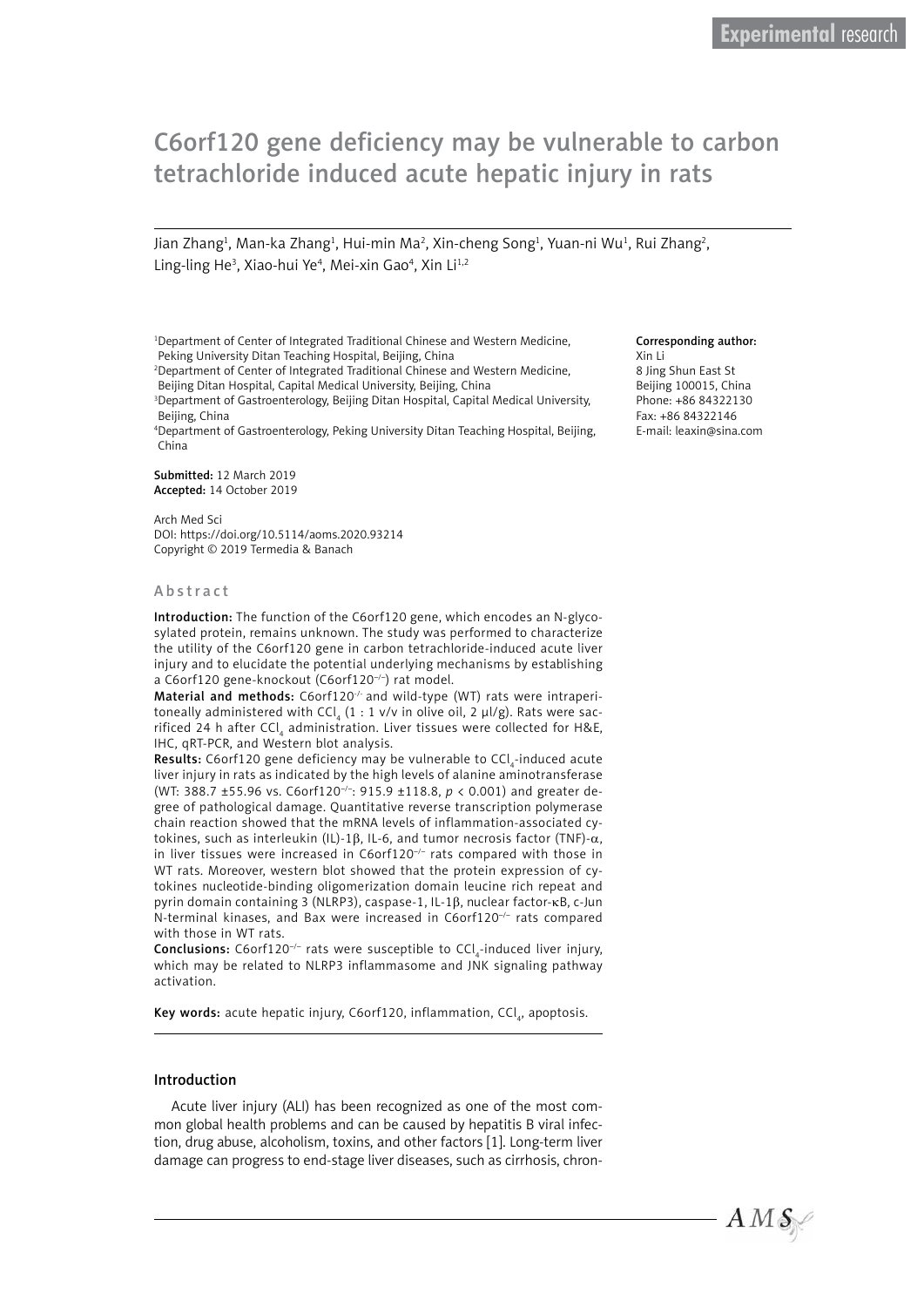Experimental research

# C6orf120 gene deficiency may be vulnerable to carbon tetrachloride induced acute hepatic injury in rats

Jian Zhang[1], Man-ka Zhang[1], Hui-min Ma[2], Xin-cheng Song[1], Yuan-ni Wu[1], Rui Zhang[2], Ling-ling He[3], Xiao-hui Ye[4], Mei-xin Gao[4], Xin Li[1,2]

[1]Department of Center of Integrated Traditional Chinese and Western Medicine, Peking University Ditan Teaching Hospital, Beijing, China
[2]Department of Center of Integrated Traditional Chinese and Western Medicine, Beijing Ditan Hospital, Capital Medical University, Beijing, China
[3]Department of Gastroenterology, Beijing Ditan Hospital, Capital Medical University, Beijing, China
[4]Department of Gastroenterology, Peking University Ditan Teaching Hospital, Beijing, China

**Submitted:** 12 March 2019
**Accepted:** 14 October 2019

Arch Med Sci
DOI: https://doi.org/10.5114/aoms.2020.93214
Copyright © 2019 Termedia & Banach

**Corresponding author:**
Xin Li
8 Jing Shun East St
Beijing 100015, China
Phone: +86 84322130
Fax: +86 84322146
E-mail: leaxin@sina.com

## Abstract

**Introduction:** The function of the C6orf120 gene, which encodes an N-glycosylated protein, remains unknown. The study was performed to characterize the utility of the C6orf120 gene in carbon tetrachloride-induced acute liver injury and to elucidate the potential underlying mechanisms by establishing a C6orf120 gene-knockout ($C6orf120^{-/-}$) rat model.

**Material and methods:** $C6orf120^{-/-}$ and wild-type (WT) rats were intraperitoneally administered with $CCl_4$ (1 : 1 v/v in olive oil, 2 μl/g). Rats were sacrificed 24 h after $CCl_4$ administration. Liver tissues were collected for H&E, IHC, qRT-PCR, and Western blot analysis.

**Results:** C6orf120 gene deficiency may be vulnerable to $CCl_4$-induced acute liver injury in rats as indicated by the high levels of alanine aminotransferase (WT: 388.7 ±55.96 vs. $C6orf120^{-/-}$: 915.9 ±118.8, $p < 0.001$) and greater degree of pathological damage. Quantitative reverse transcription polymerase chain reaction showed that the mRNA levels of inflammation-associated cytokines, such as interleukin (IL)-1β, IL-6, and tumor necrosis factor (TNF)-α, in liver tissues were increased in $C6orf120^{-/-}$ rats compared with those in WT rats. Moreover, western blot showed that the protein expression of cytokines nucleotide-binding oligomerization domain leucine rich repeat and pyrin domain containing 3 (NLRP3), caspase-1, IL-1β, nuclear factor-κB, c-Jun N-terminal kinases, and Bax were increased in $C6orf120^{-/-}$ rats compared with those in WT rats.

**Conclusions:** $C6orf120^{-/-}$ rats were susceptible to $CCl_4$-induced liver injury, which may be related to NLRP3 inflammasome and JNK signaling pathway activation.

**Key words:** acute hepatic injury, C6orf120, inflammation, $CCl_4$, apoptosis.

## Introduction

Acute liver injury (ALI) has been recognized as one of the most common global health problems and can be caused by hepatitis B viral infection, drug abuse, alcoholism, toxins, and other factors [1]. Long-term liver damage can progress to end-stage liver diseases, such as cirrhosis, chron-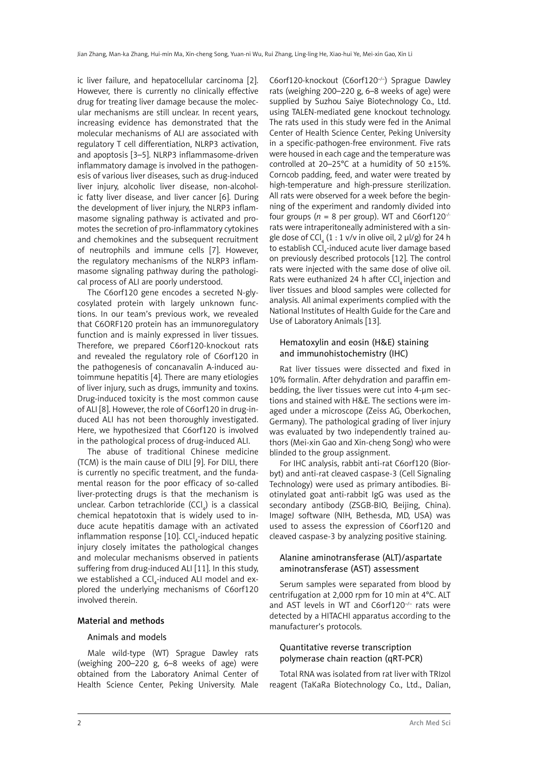ic liver failure, and hepatocellular carcinoma [2]. However, there is currently no clinically effective drug for treating liver damage because the molecular mechanisms are still unclear. In recent years, increasing evidence has demonstrated that the molecular mechanisms of ALI are associated with regulatory T cell differentiation, NLRP3 activation, and apoptosis [3–5]. NLRP3 inflammasome-driven inflammatory damage is involved in the pathogenesis of various liver diseases, such as drug-induced liver injury, alcoholic liver disease, non-alcoholic fatty liver disease, and liver cancer [6]. During the development of liver injury, the NLRP3 inflammasome signaling pathway is activated and promotes the secretion of pro-inflammatory cytokines and chemokines and the subsequent recruitment of neutrophils and immune cells [7]. However, the regulatory mechanisms of the NLRP3 inflammasome signaling pathway during the pathological process of ALI are poorly understood.

The C6orf120 gene encodes a secreted N-glycosylated protein with largely unknown functions. In our team's previous work, we revealed that C6ORF120 protein has an immunoregulatory function and is mainly expressed in liver tissues. Therefore, we prepared C6orf120-knockout rats and revealed the regulatory role of C6orf120 in the pathogenesis of concanavalin A-induced autoimmune hepatitis [4]. There are many etiologies of liver injury, such as drugs, immunity and toxins. Drug-induced toxicity is the most common cause of ALI [8]. However, the role of C6orf120 in drug-induced ALI has not been thoroughly investigated. Here, we hypothesized that C6orf120 is involved in the pathological process of drug-induced ALI.

The abuse of traditional Chinese medicine (TCM) is the main cause of DILI [9]. For DILI, there is currently no specific treatment, and the fundamental reason for the poor efficacy of so-called liver-protecting drugs is that the mechanism is unclear. Carbon tetrachloride ($CCl_4$) is a classical chemical hepatotoxin that is widely used to induce acute hepatitis damage with an activated inflammation response [10]. $CCl_4$-induced hepatic injury closely imitates the pathological changes and molecular mechanisms observed in patients suffering from drug-induced ALI [11]. In this study, we established a $CCl_4$-induced ALI model and explored the underlying mechanisms of C6orf120 involved therein.

## Material and methods

### Animals and models

Male wild-type (WT) Sprague Dawley rats (weighing 200–220 g, 6–8 weeks of age) were obtained from the Laboratory Animal Center of Health Science Center, Peking University. Male C6orf120-knockout (C6orf120$^{-/-}$) Sprague Dawley rats (weighing 200–220 g, 6–8 weeks of age) were supplied by Suzhou Saiye Biotechnology Co., Ltd. using TALEN-mediated gene knockout technology. The rats used in this study were fed in the Animal Center of Health Science Center, Peking University in a specific-pathogen-free environment. Five rats were housed in each cage and the temperature was controlled at 20–25°C at a humidity of 50 ±15%. Corncob padding, feed, and water were treated by high-temperature and high-pressure sterilization. All rats were observed for a week before the beginning of the experiment and randomly divided into four groups ($n$ = 8 per group). WT and C6orf120$^{-/-}$ rats were intraperitoneally administered with a single dose of $CCl_4$ (1 : 1 v/v in olive oil, 2 µl/g) for 24 h to establish $CCl_4$-induced acute liver damage based on previously described protocols [12]. The control rats were injected with the same dose of olive oil. Rats were euthanized 24 h after $CCl_4$ injection and liver tissues and blood samples were collected for analysis. All animal experiments complied with the National Institutes of Health Guide for the Care and Use of Laboratory Animals [13].

### Hematoxylin and eosin (H&E) staining and immunohistochemistry (IHC)

Rat liver tissues were dissected and fixed in 10% formalin. After dehydration and paraffin embedding, the liver tissues were cut into 4-µm sections and stained with H&E. The sections were imaged under a microscope (Zeiss AG, Oberkochen, Germany). The pathological grading of liver injury was evaluated by two independently trained authors (Mei-xin Gao and Xin-cheng Song) who were blinded to the group assignment.

For IHC analysis, rabbit anti-rat C6orf120 (Biorbyt) and anti-rat cleaved caspase-3 (Cell Signaling Technology) were used as primary antibodies. Biotinylated goat anti-rabbit IgG was used as the secondary antibody (ZSGB-BIO, Beijing, China). ImageJ software (NIH, Bethesda, MD, USA) was used to assess the expression of C6orf120 and cleaved caspase-3 by analyzing positive staining.

### Alanine aminotransferase (ALT)/aspartate aminotransferase (AST) assessment

Serum samples were separated from blood by centrifugation at 2,000 rpm for 10 min at 4°C. ALT and AST levels in WT and C6orf120$^{-/-}$ rats were detected by a HITACHI apparatus according to the manufacturer's protocols.

### Quantitative reverse transcription polymerase chain reaction (qRT-PCR)

Total RNA was isolated from rat liver with TRIzol reagent (TaKaRa Biotechnology Co., Ltd., Dalian,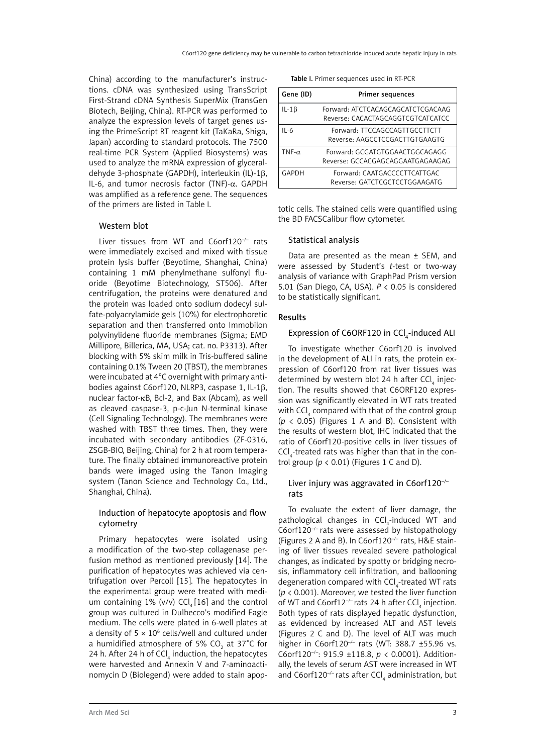China) according to the manufacturer's instructions. cDNA was synthesized using TransScript First-Strand cDNA Synthesis SuperMix (TransGen Biotech, Beijing, China). RT-PCR was performed to analyze the expression levels of target genes using the PrimeScript RT reagent kit (TaKaRa, Shiga, Japan) according to standard protocols. The 7500 real-time PCR System (Applied Biosystems) was used to analyze the mRNA expression of glyceraldehyde 3-phosphate (GAPDH), interleukin (IL)-1β, IL-6, and tumor necrosis factor (TNF)-α. GAPDH was amplified as a reference gene. The sequences of the primers are listed in Table I.

Table I. Primer sequences used in RT-PCR

| Gene (ID) | Primer sequences |
|---|---|
| IL-1β | Forward: ATCTCACAGCAGCATCTCGACAAG<br>Reverse: CACACTAGCAGGTCGTCATCATCC |
| IL-6 | Forward: TTCCAGCCAGTTGCCTTCTT<br>Reverse: AAGCCTCCGACTTGTGAAGTG |
| TNF-α | Forward: GCGATGTGGAACTGGCAGAGG<br>Reverse: GCCACGAGCAGGAATGAGAAGAG |
| GAPDH | Forward: CAATGACCCCTTCATTGAC<br>Reverse: GATCTCGCTCCTGGAAGATG |

### Western blot

Liver tissues from WT and C6orf120$^{-/-}$ rats were immediately excised and mixed with tissue protein lysis buffer (Beyotime, Shanghai, China) containing 1 mM phenylmethane sulfonyl fluoride (Beyotime Biotechnology, ST506). After centrifugation, the proteins were denatured and the protein was loaded onto sodium dodecyl sulfate-polyacrylamide gels (10%) for electrophoretic separation and then transferred onto Immobilon polyvinylidene fluoride membranes (Sigma; EMD Millipore, Billerica, MA, USA; cat. no. P3313). After blocking with 5% skim milk in Tris-buffered saline containing 0.1% Tween 20 (TBST), the membranes were incubated at 4°C overnight with primary antibodies against C6orf120, NLRP3, caspase 1, IL-1β, nuclear factor-κB, Bcl-2, and Bax (Abcam), as well as cleaved caspase-3, p-c-Jun N-terminal kinase (Cell Signaling Technology). The membranes were washed with TBST three times. Then, they were incubated with secondary antibodies (ZF-0316, ZSGB-BIO, Beijing, China) for 2 h at room temperature. The finally obtained immunoreactive protein bands were imaged using the Tanon Imaging system (Tanon Science and Technology Co., Ltd., Shanghai, China).

### Induction of hepatocyte apoptosis and flow cytometry

Primary hepatocytes were isolated using a modification of the two-step collagenase perfusion method as mentioned previously [14]. The purification of hepatocytes was achieved via centrifugation over Percoll [15]. The hepatocytes in the experimental group were treated with medium containing 1% (v/v) $CCl_4$ [16] and the control group was cultured in Dulbecco's modified Eagle medium. The cells were plated in 6-well plates at a density of $5 \times 10^6$ cells/well and cultured under a humidified atmosphere of 5% $CO_2$ at 37°C for 24 h. After 24 h of $CCl_4$ induction, the hepatocytes were harvested and Annexin V and 7-aminoactinomycin D (Biolegend) were added to stain apoptotic cells. The stained cells were quantified using the BD FACSCalibur flow cytometer.

### Statistical analysis

Data are presented as the mean ± SEM, and were assessed by Student's *t*-test or two-way analysis of variance with GraphPad Prism version 5.01 (San Diego, CA, USA). $P < 0.05$ is considered to be statistically significant.

## Results

### Expression of C6ORF120 in $CCl_4$-induced ALI

To investigate whether C6orf120 is involved in the development of ALI in rats, the protein expression of C6orf120 from rat liver tissues was determined by western blot 24 h after $CCl_4$ injection. The results showed that C6ORF120 expression was significantly elevated in WT rats treated with $CCl_4$ compared with that of the control group ($p < 0.05$) (Figures 1 A and B). Consistent with the results of western blot, IHC indicated that the ratio of C6orf120-positive cells in liver tissues of $CCl_4$-treated rats was higher than that in the control group ($p < 0.01$) (Figures 1 C and D).

### Liver injury was aggravated in C6orf120$^{-/-}$ rats

To evaluate the extent of liver damage, the pathological changes in $CCl_4$-induced WT and C6orf120$^{-/-}$ rats were assessed by histopathology (Figures 2 A and B). In C6orf120$^{-/-}$ rats, H&E staining of liver tissues revealed severe pathological changes, as indicated by spotty or bridging necrosis, inflammatory cell infiltration, and ballooning degeneration compared with $CCl_4$-treated WT rats ($p < 0.001$). Moreover, we tested the liver function of WT and C6orf12$^{-/-}$ rats 24 h after $CCl_4$ injection. Both types of rats displayed hepatic dysfunction, as evidenced by increased ALT and AST levels (Figures 2 C and D). The level of ALT was much higher in C6orf120$^{-/-}$ rats (WT: 388.7 ±55.96 vs. C6orf120$^{-/-}$: 915.9 ±118.8, $p < 0.0001$). Additionally, the levels of serum AST were increased in WT and C6orf120$^{-/-}$ rats after $CCl_4$ administration, but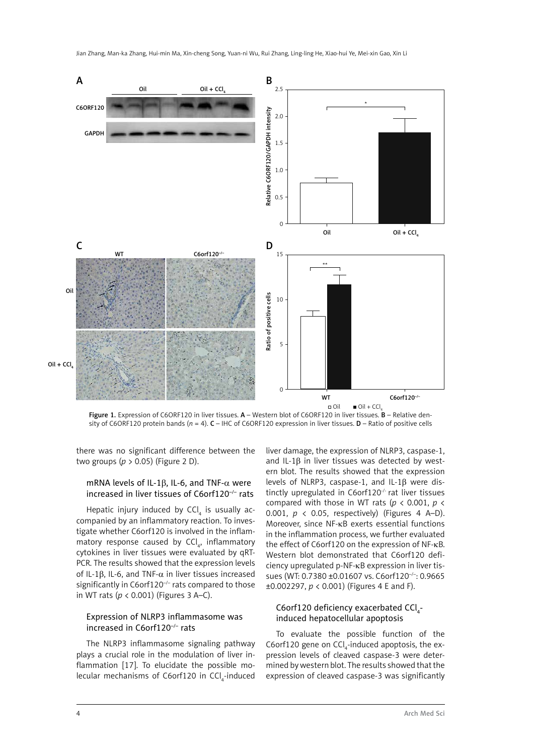Figure 1. Expression of C6ORF120 in liver tissues. **A** – Western blot of C6ORF120 in liver tissues. **B** – Relative density of C6ORF120 protein bands ($n$ = 4). **C** – IHC of C6ORF120 expression in liver tissues. **D** – Ratio of positive cells

there was no significant difference between the two groups ($p > 0.05$) (Figure 2 D).

### mRNA levels of IL-1β, IL-6, and TNF-α were increased in liver tissues of C6orf120$^{-/-}$ rats

Hepatic injury induced by $CCl_4$ is usually accompanied by an inflammatory reaction. To investigate whether C6orf120 is involved in the inflammatory response caused by $CCl_4$, inflammatory cytokines in liver tissues were evaluated by qRT-PCR. The results showed that the expression levels of IL-1β, IL-6, and TNF-α in liver tissues increased significantly in C6orf120$^{-/-}$ rats compared to those in WT rats ($p < 0.001$) (Figures 3 A–C).

### Expression of NLRP3 inflammasome was increased in C6orf120$^{-/-}$ rats

The NLRP3 inflammasome signaling pathway plays a crucial role in the modulation of liver inflammation [17]. To elucidate the possible molecular mechanisms of C6orf120 in $CCl_4$-induced liver damage, the expression of NLRP3, caspase-1, and IL-1β in liver tissues was detected by western blot. The results showed that the expression levels of NLRP3, caspase-1, and IL-1β were distinctly upregulated in C6orf120$^{-/-}$ rat liver tissues compared with those in WT rats ($p < 0.001$, $p < 0.001$, $p < 0.05$, respectively) (Figures 4 A–D). Moreover, since NF-κB exerts essential functions in the inflammation process, we further evaluated the effect of C6orf120 on the expression of NF-κB. Western blot demonstrated that C6orf120 deficiency upregulated p-NF-κB expression in liver tissues (WT: 0.7380 ±0.01607 vs. C6orf120$^{-/-}$: 0.9665 ±0.002297, $p < 0.001$) (Figures 4 E and F).

### C6orf120 deficiency exacerbated $CCl_4$-induced hepatocellular apoptosis

To evaluate the possible function of the C6orf120 gene on $CCl_4$-induced apoptosis, the expression levels of cleaved caspase-3 were determined by western blot. The results showed that the expression of cleaved caspase-3 was significantly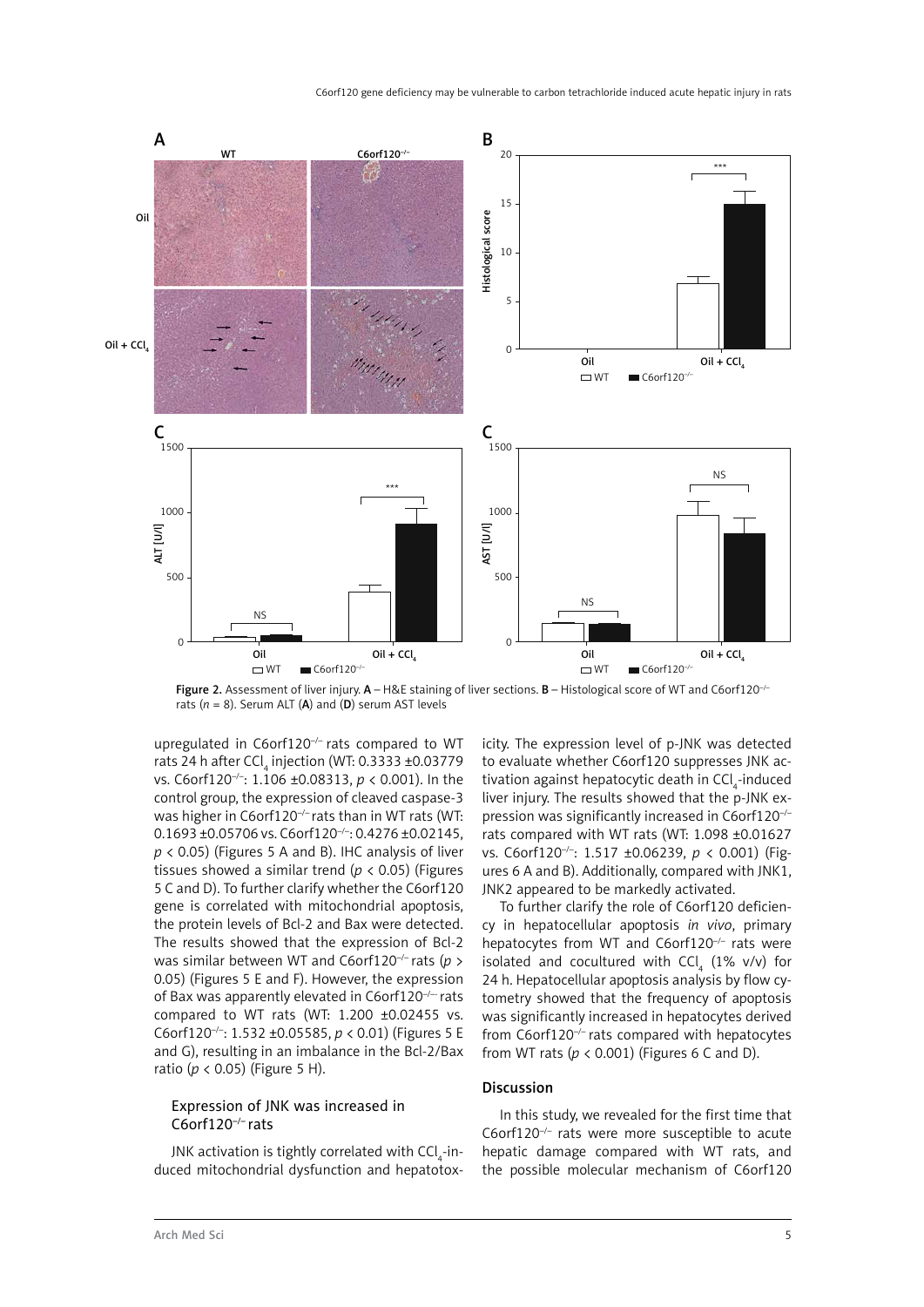Figure 2. Assessment of liver injury. **A** – H&E staining of liver sections. **B** – Histological score of WT and C6orf120$^{-/-}$ rats ($n$ = 8). Serum ALT (**A**) and (**D**) serum AST levels

upregulated in C6orf120$^{-/-}$ rats compared to WT rats 24 h after $CCl_4$ injection (WT: 0.3333 ±0.03779 vs. C6orf120$^{-/-}$: 1.106 ±0.08313, $p < 0.001$). In the control group, the expression of cleaved caspase-3 was higher in C6orf120$^{-/-}$ rats than in WT rats (WT: 0.1693 ±0.05706 vs. C6orf120$^{-/-}$: 0.4276 ±0.02145, $p < 0.05$) (Figures 5 A and B). IHC analysis of liver tissues showed a similar trend ($p < 0.05$) (Figures 5 C and D). To further clarify whether the C6orf120 gene is correlated with mitochondrial apoptosis, the protein levels of Bcl-2 and Bax were detected. The results showed that the expression of Bcl-2 was similar between WT and C6orf120$^{-/-}$ rats ($p > 0.05$) (Figures 5 E and F). However, the expression of Bax was apparently elevated in C6orf120$^{-/-}$ rats compared to WT rats (WT: 1.200 ±0.02455 vs. C6orf120$^{-/-}$: 1.532 ±0.05585, $p < 0.01$) (Figures 5 E and G), resulting in an imbalance in the Bcl-2/Bax ratio ($p < 0.05$) (Figure 5 H).

### Expression of JNK was increased in C6orf120$^{-/-}$ rats

JNK activation is tightly correlated with $CCl_4$-induced mitochondrial dysfunction and hepatotoxicity. The expression level of p-JNK was detected to evaluate whether C6orf120 suppresses JNK activation against hepatocytic death in $CCl_4$-induced liver injury. The results showed that the p-JNK expression was significantly increased in C6orf120$^{-/-}$ rats compared with WT rats (WT: 1.098 ±0.01627 vs. C6orf120$^{-/-}$: 1.517 ±0.06239, $p < 0.001$) (Figures 6 A and B). Additionally, compared with JNK1, JNK2 appeared to be markedly activated.

To further clarify the role of C6orf120 deficiency in hepatocellular apoptosis *in vivo*, primary hepatocytes from WT and C6orf120$^{-/-}$ rats were isolated and cocultured with $CCl_4$ (1% v/v) for 24 h. Hepatocellular apoptosis analysis by flow cytometry showed that the frequency of apoptosis was significantly increased in hepatocytes derived from C6orf120$^{-/-}$ rats compared with hepatocytes from WT rats ($p < 0.001$) (Figures 6 C and D).

## Discussion

In this study, we revealed for the first time that C6orf120$^{-/-}$ rats were more susceptible to acute hepatic damage compared with WT rats, and the possible molecular mechanism of C6orf120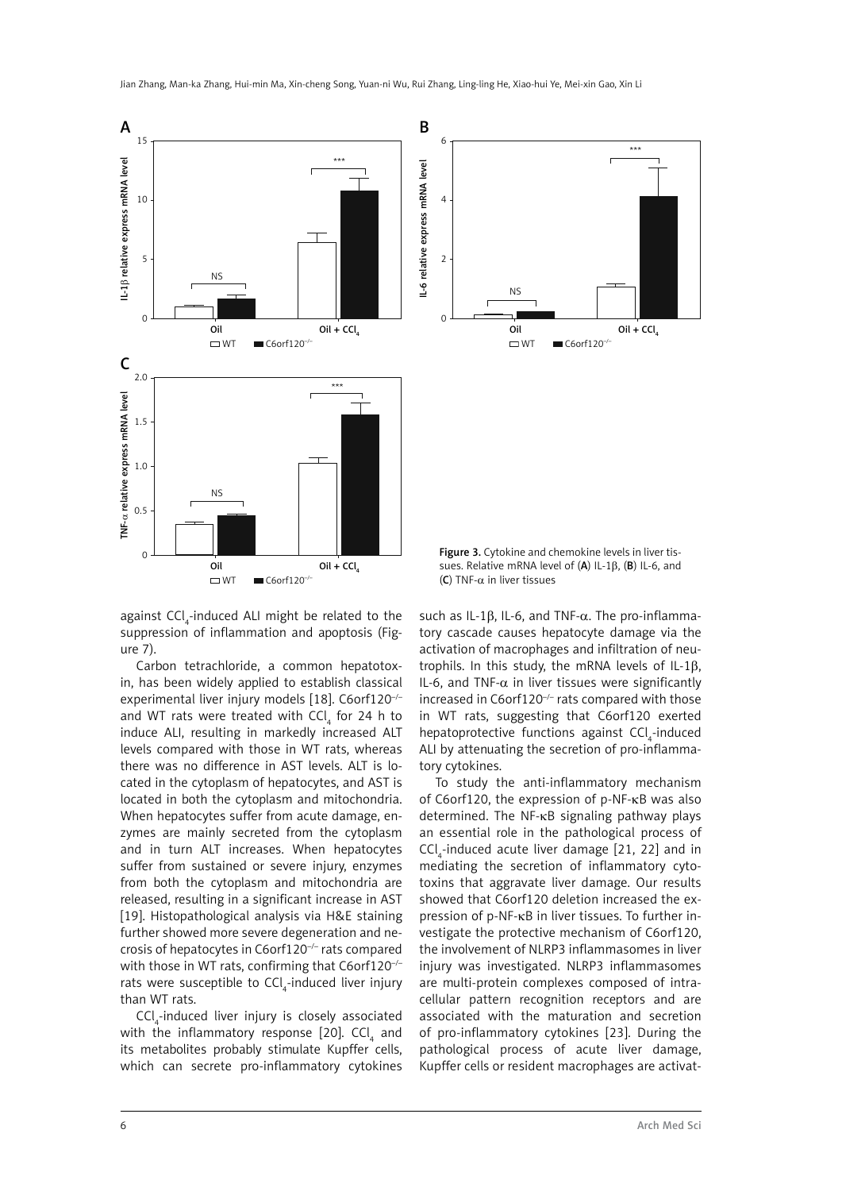Figure 3. Cytokine and chemokine levels in liver tissues. Relative mRNA level of (A) IL-1β, (B) IL-6, and (C) TNF-α in liver tissues

against $CCl_4$-induced ALI might be related to the suppression of inflammation and apoptosis (Figure 7).

Carbon tetrachloride, a common hepatotoxin, has been widely applied to establish classical experimental liver injury models [18]. C6orf120$^{-/-}$ and WT rats were treated with $CCl_4$ for 24 h to induce ALI, resulting in markedly increased ALT levels compared with those in WT rats, whereas there was no difference in AST levels. ALT is located in the cytoplasm of hepatocytes, and AST is located in both the cytoplasm and mitochondria. When hepatocytes suffer from acute damage, enzymes are mainly secreted from the cytoplasm and in turn ALT increases. When hepatocytes suffer from sustained or severe injury, enzymes from both the cytoplasm and mitochondria are released, resulting in a significant increase in AST [19]. Histopathological analysis via H&E staining further showed more severe degeneration and necrosis of hepatocytes in C6orf120$^{-/-}$ rats compared with those in WT rats, confirming that C6orf120$^{-/-}$ rats were susceptible to $CCl_4$-induced liver injury than WT rats.

$CCl_4$-induced liver injury is closely associated with the inflammatory response [20]. $CCl_4$ and its metabolites probably stimulate Kupffer cells, which can secrete pro-inflammatory cytokines such as IL-1β, IL-6, and TNF-α. The pro-inflammatory cascade causes hepatocyte damage via the activation of macrophages and infiltration of neutrophils. In this study, the mRNA levels of IL-1β, IL-6, and TNF-α in liver tissues were significantly increased in C6orf120$^{-/-}$ rats compared with those in WT rats, suggesting that C6orf120 exerted hepatoprotective functions against $CCl_4$-induced ALI by attenuating the secretion of pro-inflammatory cytokines.

To study the anti-inflammatory mechanism of C6orf120, the expression of p-NF-κB was also determined. The NF-κB signaling pathway plays an essential role in the pathological process of $CCl_4$-induced acute liver damage [21, 22] and in mediating the secretion of inflammatory cytotoxins that aggravate liver damage. Our results showed that C6orf120 deletion increased the expression of p-NF-κB in liver tissues. To further investigate the protective mechanism of C6orf120, the involvement of NLRP3 inflammasomes in liver injury was investigated. NLRP3 inflammasomes are multi-protein complexes composed of intracellular pattern recognition receptors and are associated with the maturation and secretion of pro-inflammatory cytokines [23]. During the pathological process of acute liver damage, Kupffer cells or resident macrophages are activat-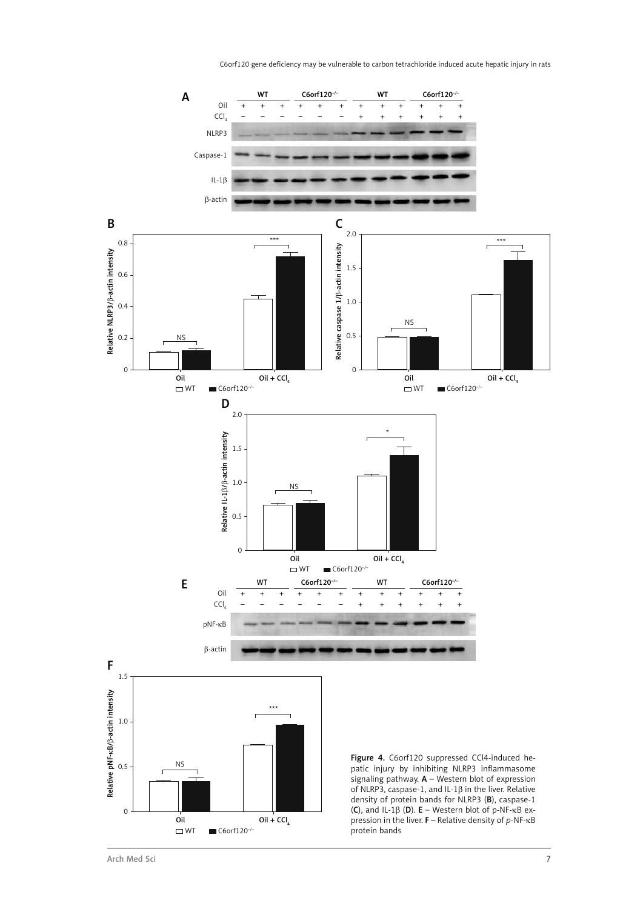**Figure 4.** C6orf120 suppressed CCl4-induced hepatic injury by inhibiting NLRP3 inflammasome signaling pathway. **A** – Western blot of expression of NLRP3, caspase-1, and IL-1β in the liver. Relative density of protein bands for NLRP3 (**B**), caspase-1 (**C**), and IL-1β (**D**). **E** – Western blot of p-NF-κB expression in the liver. **F** – Relative density of *p*-NF-κB protein bands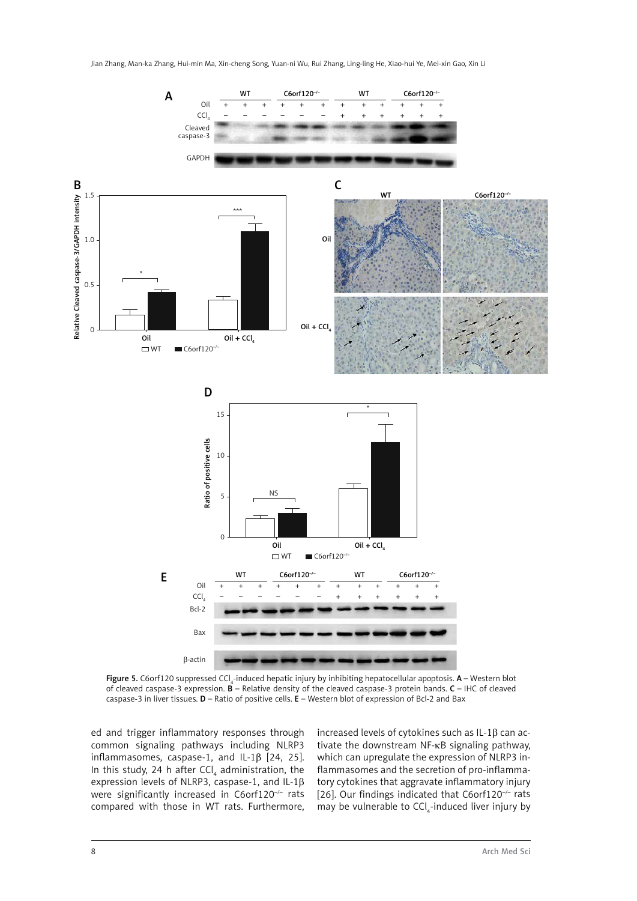Figure 5. C6orf120 suppressed $CCl_4$-induced hepatic injury by inhibiting hepatocellular apoptosis. **A** – Western blot of cleaved caspase-3 expression. **B** – Relative density of the cleaved caspase-3 protein bands. **C** – IHC of cleaved caspase-3 in liver tissues. **D** – Ratio of positive cells. **E** – Western blot of expression of Bcl-2 and Bax

ed and trigger inflammatory responses through common signaling pathways including NLRP3 inflammasomes, caspase-1, and IL-1β [24, 25]. In this study, 24 h after $CCl_4$ administration, the expression levels of NLRP3, caspase-1, and IL-1β were significantly increased in C6orf120$^{-/-}$ rats compared with those in WT rats. Furthermore, increased levels of cytokines such as IL-1β can activate the downstream NF-κB signaling pathway, which can upregulate the expression of NLRP3 inflammasomes and the secretion of pro-inflammatory cytokines that aggravate inflammatory injury [26]. Our findings indicated that C6orf120$^{-/-}$ rats may be vulnerable to $CCl_4$-induced liver injury by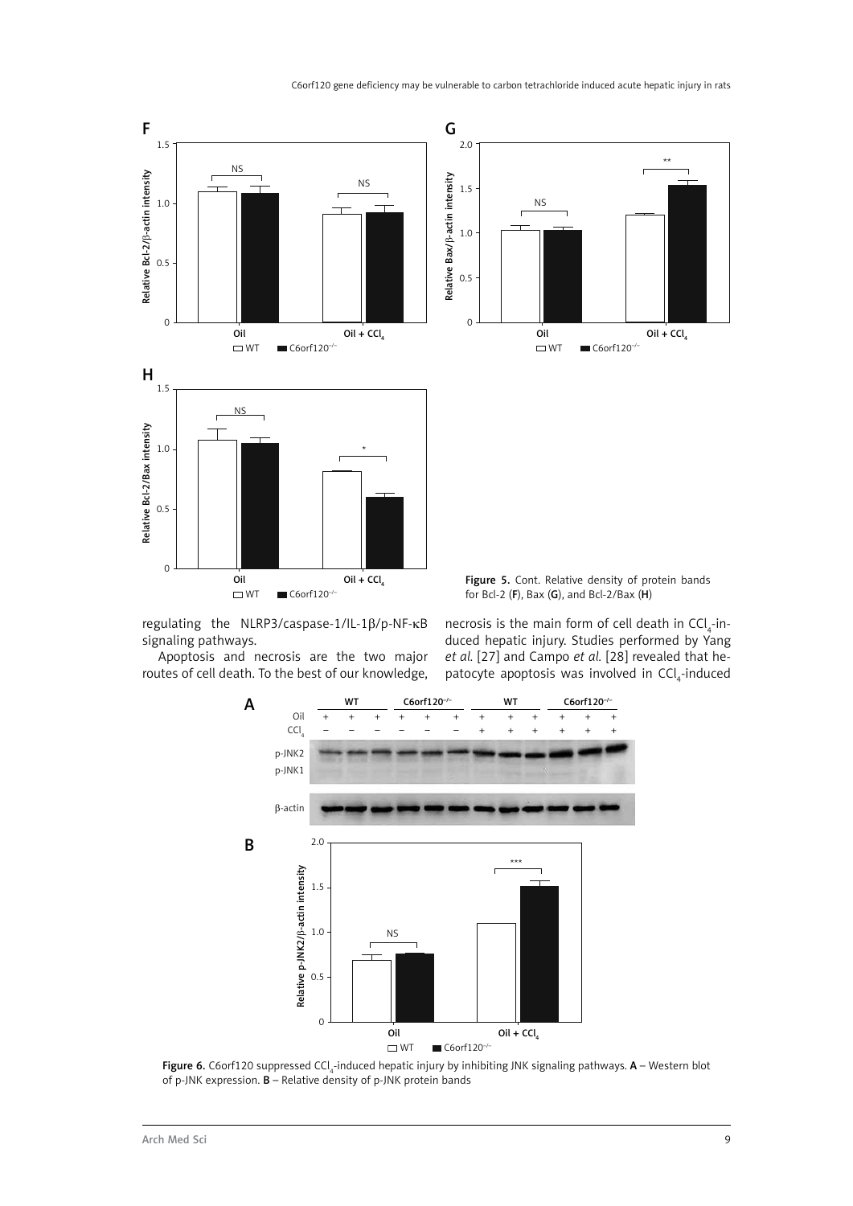Figure 5. Cont. Relative density of protein bands for Bcl-2 (**F**), Bax (**G**), and Bcl-2/Bax (**H**)

regulating the NLRP3/caspase-1/IL-1β/p-NF-κB signaling pathways.

Apoptosis and necrosis are the two major routes of cell death. To the best of our knowledge, necrosis is the main form of cell death in $CCl_4$-induced hepatic injury. Studies performed by Yang *et al.* [27] and Campo *et al.* [28] revealed that hepatocyte apoptosis was involved in $CCl_4$-induced

**Figure 6.** C6orf120 suppressed $CCl_4$-induced hepatic injury by inhibiting JNK signaling pathways. **A** – Western blot of p-JNK expression. **B** – Relative density of p-JNK protein bands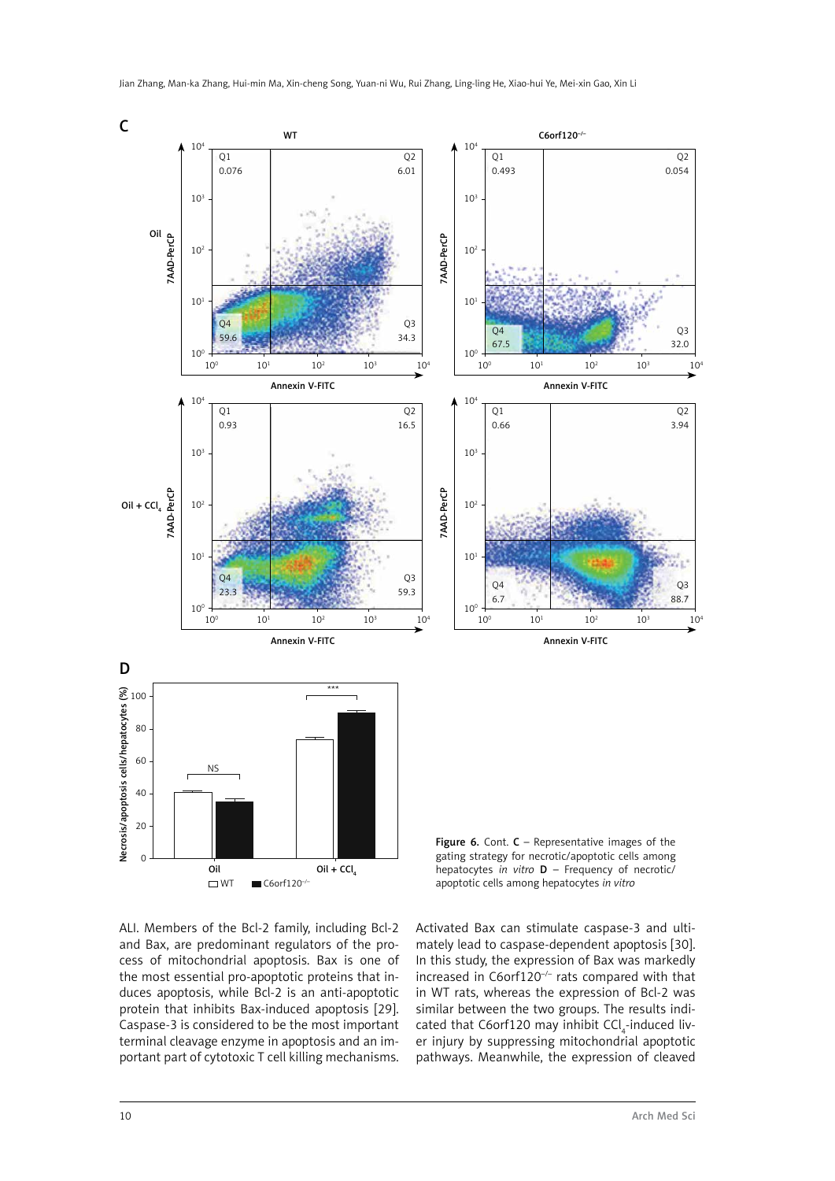Figure 6. Cont. **C** – Representative images of the gating strategy for necrotic/apoptotic cells among hepatocytes *in vitro* **D** – Frequency of necrotic/apoptotic cells among hepatocytes *in vitro*

ALI. Members of the Bcl-2 family, including Bcl-2 and Bax, are predominant regulators of the process of mitochondrial apoptosis. Bax is one of the most essential pro-apoptotic proteins that induces apoptosis, while Bcl-2 is an anti-apoptotic protein that inhibits Bax-induced apoptosis [29]. Caspase-3 is considered to be the most important terminal cleavage enzyme in apoptosis and an important part of cytotoxic T cell killing mechanisms. Activated Bax can stimulate caspase-3 and ultimately lead to caspase-dependent apoptosis [30]. In this study, the expression of Bax was markedly increased in C6orf120$^{-/-}$ rats compared with that in WT rats, whereas the expression of Bcl-2 was similar between the two groups. The results indicated that C6orf120 may inhibit $CCl_4$-induced liver injury by suppressing mitochondrial apoptotic pathways. Meanwhile, the expression of cleaved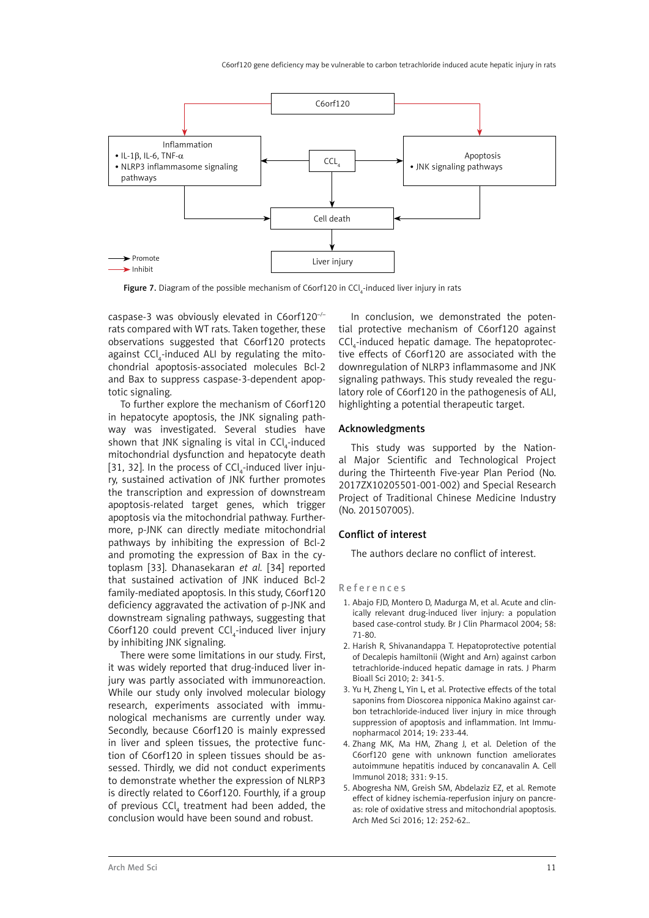Figure 7. Diagram of the possible mechanism of C6orf120 in $CCl_4$-induced liver injury in rats

caspase-3 was obviously elevated in C6orf120$^{-/-}$ rats compared with WT rats. Taken together, these observations suggested that C6orf120 protects against $CCl_4$-induced ALI by regulating the mitochondrial apoptosis-associated molecules Bcl-2 and Bax to suppress caspase-3-dependent apoptotic signaling.

To further explore the mechanism of C6orf120 in hepatocyte apoptosis, the JNK signaling pathway was investigated. Several studies have shown that JNK signaling is vital in $CCl_4$-induced mitochondrial dysfunction and hepatocyte death [31, 32]. In the process of $CCl_4$-induced liver injury, sustained activation of JNK further promotes the transcription and expression of downstream apoptosis-related target genes, which trigger apoptosis via the mitochondrial pathway. Furthermore, p-JNK can directly mediate mitochondrial pathways by inhibiting the expression of Bcl-2 and promoting the expression of Bax in the cytoplasm [33]. Dhanasekaran *et al.* [34] reported that sustained activation of JNK induced Bcl-2 family-mediated apoptosis. In this study, C6orf120 deficiency aggravated the activation of p-JNK and downstream signaling pathways, suggesting that C6orf120 could prevent $CCl_4$-induced liver injury by inhibiting JNK signaling.

There were some limitations in our study. First, it was widely reported that drug-induced liver injury was partly associated with immunoreaction. While our study only involved molecular biology research, experiments associated with immunological mechanisms are currently under way. Secondly, because C6orf120 is mainly expressed in liver and spleen tissues, the protective function of C6orf120 in spleen tissues should be assessed. Thirdly, we did not conduct experiments to demonstrate whether the expression of NLRP3 is directly related to C6orf120. Fourthly, if a group of previous $CCl_4$ treatment had been added, the conclusion would have been sound and robust.

In conclusion, we demonstrated the potential protective mechanism of C6orf120 against $CCl_4$-induced hepatic damage. The hepatoprotective effects of C6orf120 are associated with the downregulation of NLRP3 inflammasome and JNK signaling pathways. This study revealed the regulatory role of C6orf120 in the pathogenesis of ALI, highlighting a potential therapeutic target.

## Acknowledgments

This study was supported by the National Major Scientific and Technological Project during the Thirteenth Five-year Plan Period (No. 2017ZX10205501-001-002) and Special Research Project of Traditional Chinese Medicine Industry (No. 201507005).

## Conflict of interest

The authors declare no conflict of interest.

## References

1. Abajo FJD, Montero D, Madurga M, et al. Acute and clinically relevant drug-induced liver injury: a population based case-control study. Br J Clin Pharmacol 2004; 58: 71-80.
2. Harish R, Shivanandappa T. Hepatoprotective potential of Decalepis hamiltonii (Wight and Arn) against carbon tetrachloride-induced hepatic damage in rats. J Pharm Bioall Sci 2010; 2: 341-5.
3. Yu H, Zheng L, Yin L, et al. Protective effects of the total saponins from Dioscorea nipponica Makino against carbon tetrachloride-induced liver injury in mice through suppression of apoptosis and inflammation. Int Immunopharmacol 2014; 19: 233-44.
4. Zhang MK, Ma HM, Zhang J, et al. Deletion of the C6orf120 gene with unknown function ameliorates autoimmune hepatitis induced by concanavalin A. Cell Immunol 2018; 331: 9-15.
5. Abogresha NM, Greish SM, Abdelaziz EZ, et al. Remote effect of kidney ischemia-reperfusion injury on pancreas: role of oxidative stress and mitochondrial apoptosis. Arch Med Sci 2016; 12: 252-62..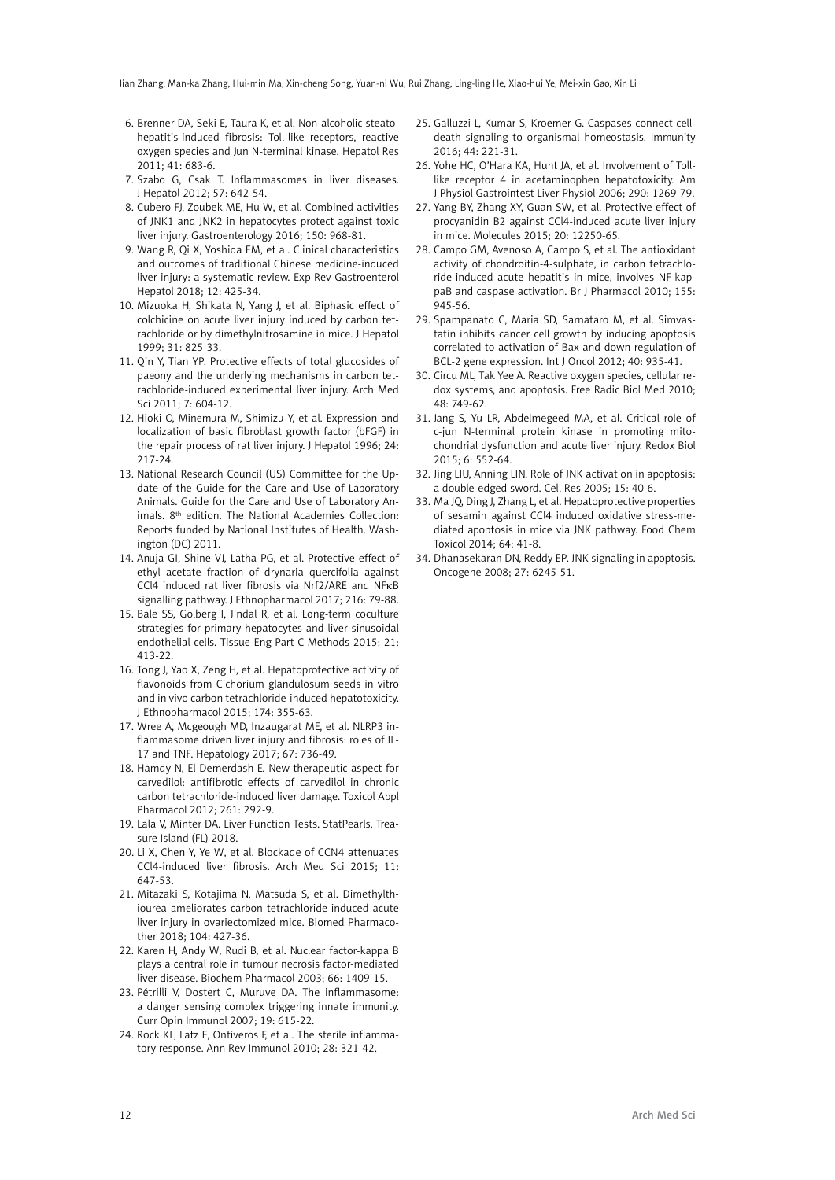6. Brenner DA, Seki E, Taura K, et al. Non-alcoholic steatohepatitis-induced fibrosis: Toll-like receptors, reactive oxygen species and Jun N-terminal kinase. Hepatol Res 2011; 41: 683-6.
7. Szabo G, Csak T. Inflammasomes in liver diseases. J Hepatol 2012; 57: 642-54.
8. Cubero FJ, Zoubek ME, Hu W, et al. Combined activities of JNK1 and JNK2 in hepatocytes protect against toxic liver injury. Gastroenterology 2016; 150: 968-81.
9. Wang R, Qi X, Yoshida EM, et al. Clinical characteristics and outcomes of traditional Chinese medicine-induced liver injury: a systematic review. Exp Rev Gastroenterol Hepatol 2018; 12: 425-34.
10. Mizuoka H, Shikata N, Yang J, et al. Biphasic effect of colchicine on acute liver injury induced by carbon tetrachloride or by dimethylnitrosamine in mice. J Hepatol 1999; 31: 825-33.
11. Qin Y, Tian YP. Protective effects of total glucosides of paeony and the underlying mechanisms in carbon tetrachloride-induced experimental liver injury. Arch Med Sci 2011; 7: 604-12.
12. Hioki O, Minemura M, Shimizu Y, et al. Expression and localization of basic fibroblast growth factor (bFGF) in the repair process of rat liver injury. J Hepatol 1996; 24: 217-24.
13. National Research Council (US) Committee for the Update of the Guide for the Care and Use of Laboratory Animals. Guide for the Care and Use of Laboratory Animals. 8th edition. The National Academies Collection: Reports funded by National Institutes of Health. Washington (DC) 2011.
14. Anuja GI, Shine VJ, Latha PG, et al. Protective effect of ethyl acetate fraction of drynaria quercifolia against CCl4 induced rat liver fibrosis via Nrf2/ARE and NFκB signalling pathway. J Ethnopharmacol 2017; 216: 79-88.
15. Bale SS, Golberg I, Jindal R, et al. Long-term coculture strategies for primary hepatocytes and liver sinusoidal endothelial cells. Tissue Eng Part C Methods 2015; 21: 413-22.
16. Tong J, Yao X, Zeng H, et al. Hepatoprotective activity of flavonoids from Cichorium glandulosum seeds in vitro and in vivo carbon tetrachloride-induced hepatotoxicity. J Ethnopharmacol 2015; 174: 355-63.
17. Wree A, Mcgeough MD, Inzaugarat ME, et al. NLRP3 inflammasome driven liver injury and fibrosis: roles of IL-17 and TNF. Hepatology 2017; 67: 736-49.
18. Hamdy N, El-Demerdash E. New therapeutic aspect for carvedilol: antifibrotic effects of carvedilol in chronic carbon tetrachloride-induced liver damage. Toxicol Appl Pharmacol 2012; 261: 292-9.
19. Lala V, Minter DA. Liver Function Tests. StatPearls. Treasure Island (FL) 2018.
20. Li X, Chen Y, Ye W, et al. Blockade of CCN4 attenuates CCl4-induced liver fibrosis. Arch Med Sci 2015; 11: 647-53.
21. Mitazaki S, Kotajima N, Matsuda S, et al. Dimethylthiourea ameliorates carbon tetrachloride-induced acute liver injury in ovariectomized mice. Biomed Pharmacother 2018; 104: 427-36.
22. Karen H, Andy W, Rudi B, et al. Nuclear factor-kappa B plays a central role in tumour necrosis factor-mediated liver disease. Biochem Pharmacol 2003; 66: 1409-15.
23. Pétrilli V, Dostert C, Muruve DA. The inflammasome: a danger sensing complex triggering innate immunity. Curr Opin Immunol 2007; 19: 615-22.
24. Rock KL, Latz E, Ontiveros F, et al. The sterile inflammatory response. Ann Rev Immunol 2010; 28: 321-42.
25. Galluzzi L, Kumar S, Kroemer G. Caspases connect cell-death signaling to organismal homeostasis. Immunity 2016; 44: 221-31.
26. Yohe HC, O'Hara KA, Hunt JA, et al. Involvement of Toll-like receptor 4 in acetaminophen hepatotoxicity. Am J Physiol Gastrointest Liver Physiol 2006; 290: 1269-79.
27. Yang BY, Zhang XY, Guan SW, et al. Protective effect of procyanidin B2 against CCl4-induced acute liver injury in mice. Molecules 2015; 20: 12250-65.
28. Campo GM, Avenoso A, Campo S, et al. The antioxidant activity of chondroitin-4-sulphate, in carbon tetrachloride-induced acute hepatitis in mice, involves NF-kappaB and caspase activation. Br J Pharmacol 2010; 155: 945-56.
29. Spampanato C, Maria SD, Sarnataro M, et al. Simvastatin inhibits cancer cell growth by inducing apoptosis correlated to activation of Bax and down-regulation of BCL-2 gene expression. Int J Oncol 2012; 40: 935-41.
30. Circu ML, Tak Yee A. Reactive oxygen species, cellular redox systems, and apoptosis. Free Radic Biol Med 2010; 48: 749-62.
31. Jang S, Yu LR, Abdelmegeed MA, et al. Critical role of c-jun N-terminal protein kinase in promoting mitochondrial dysfunction and acute liver injury. Redox Biol 2015; 6: 552-64.
32. Jing LIU, Anning LIN. Role of JNK activation in apoptosis: a double-edged sword. Cell Res 2005; 15: 40-6.
33. Ma JQ, Ding J, Zhang L, et al. Hepatoprotective properties of sesamin against CCl4 induced oxidative stress-mediated apoptosis in mice via JNK pathway. Food Chem Toxicol 2014; 64: 41-8.
34. Dhanasekaran DN, Reddy EP. JNK signaling in apoptosis. Oncogene 2008; 27: 6245-51.